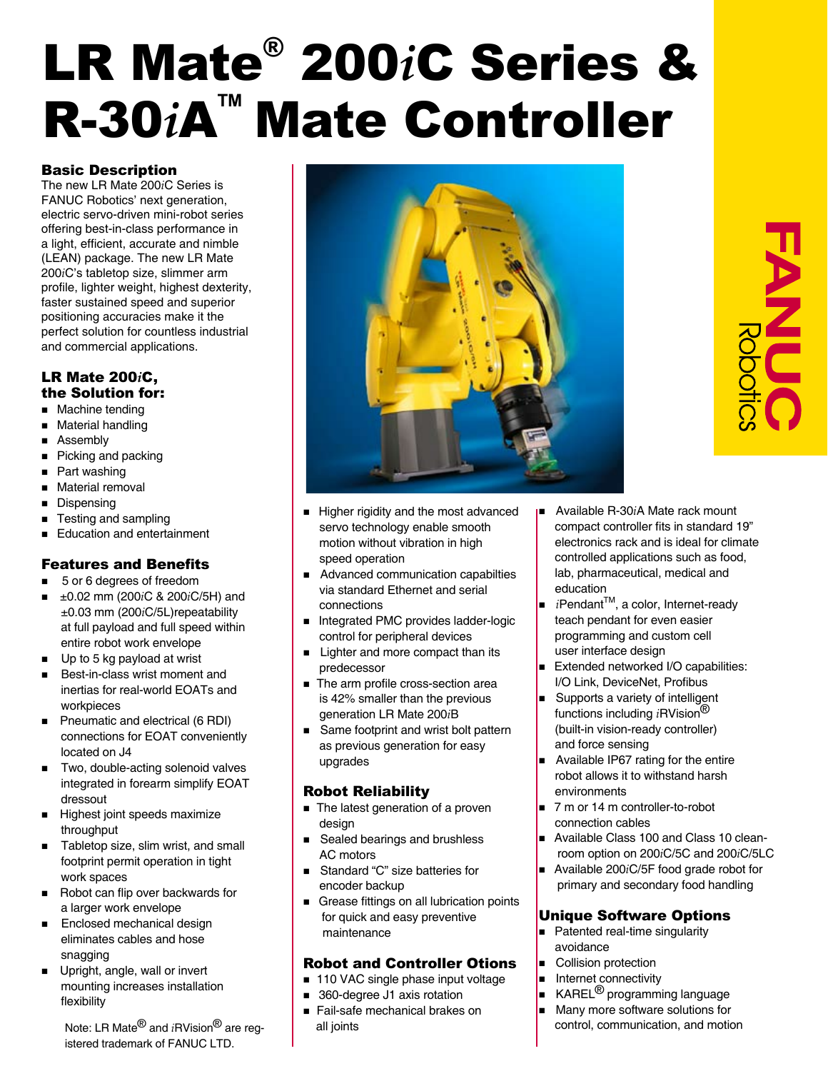# LR Mate® 200*i*C Series & R-30*i*A™ Mate Controller

FANUC Robotics

## Basic Description

The new LR Mate 200*i*C Series is FANUC Robotics' next generation, electric servo-driven mini-robot series offering best-in-class performance in a light, efficient, accurate and nimble (LEAN) package. The new LR Mate 200*i*C's tabletop size, slimmer arm profile, lighter weight, highest dexterity, faster sustained speed and superior positioning accuracies make it the perfect solution for countless industrial and commercial applications.

## LR Mate 200*i*C, the Solution for:

- Machine tending
- Material handling
- Assembly
- Picking and packing
- Part washing
- Material removal
- Dispensing
- Testing and sampling
- Education and entertainment

## Features and Benefits

- 5 or 6 degrees of freedom
- ±0.02 mm (200*i*C & 200*i*C/5H) and ±0.03 mm (200*i*C/5L)repeatability at full payload and full speed within entire robot work envelope
- Up to 5 kg payload at wrist
- Best-in-class wrist moment and inertias for real-world EOATs and workpieces
- Pneumatic and electrical (6 RDI) connections for EOAT conveniently located on J4
- Two, double-acting solenoid valves integrated in forearm simplify EOAT dressout
- Highest joint speeds maximize throughput
- Tabletop size, slim wrist, and small footprint permit operation in tight work spaces
- Robot can flip over backwards for a larger work envelope
- Enclosed mechanical design eliminates cables and hose snagging
- Upright, angle, wall or invert mounting increases installation flexibility
- Higher rigidity and the most advanced servo technology enable smooth motion without vibration in high speed operation
- Advanced communication capabilties via standard Ethernet and serial connections
- Integrated PMC provides ladder-logic control for peripheral devices
- Lighter and more compact than its predecessor
- The arm profile cross-section area is 42% smaller than the previous generation LR Mate 200*i*B
- Same footprint and wrist bolt pattern as previous generation for easy upgrades

Note: LR Mate® and *i*RVision® are registered trademark of FANUC LTD.

## Robot Reliability

- The latest generation of a proven design
- Sealed bearings and brushless AC motors
- Standard "C" size batteries for encoder backup
- Grease fittings on all lubrication points for quick and easy preventive maintenance

## Robot and Controller Otions

- 110 VAC single phase input voltage
- 360-degree J1 axis rotation
- Fail-safe mechanical brakes on all joints
- Available R-30*i*A Mate rack mount compact controller fits in standard 19" electronics rack and is ideal for climate controlled applications such as food, lab, pharmaceutical, medical and education
- *i*Pendant™, a color, Internet-ready teach pendant for even easier programming and custom cell user interface design
- Extended networked I/O capabilities: I/O Link, DeviceNet, Profibus
- Supports a variety of intelligent functions including *i*RVision® (built-in vision-ready controller) and force sensing
- Available IP67 rating for the entire robot allows it to withstand harsh environments
- 7 m or 14 m controller-to-robot connection cables
- Available Class 100 and Class 10 clean-room option on 200*i*C/5C and 200*i*C/5LC
- Available 200*i*C/5F food grade robot for primary and secondary food handling

## Unique Software Options

- Patented real-time singularity avoidance
- Collision protection
- Internet connectivity
- KAREL® programming language
- Many more software solutions for control, communication, and motion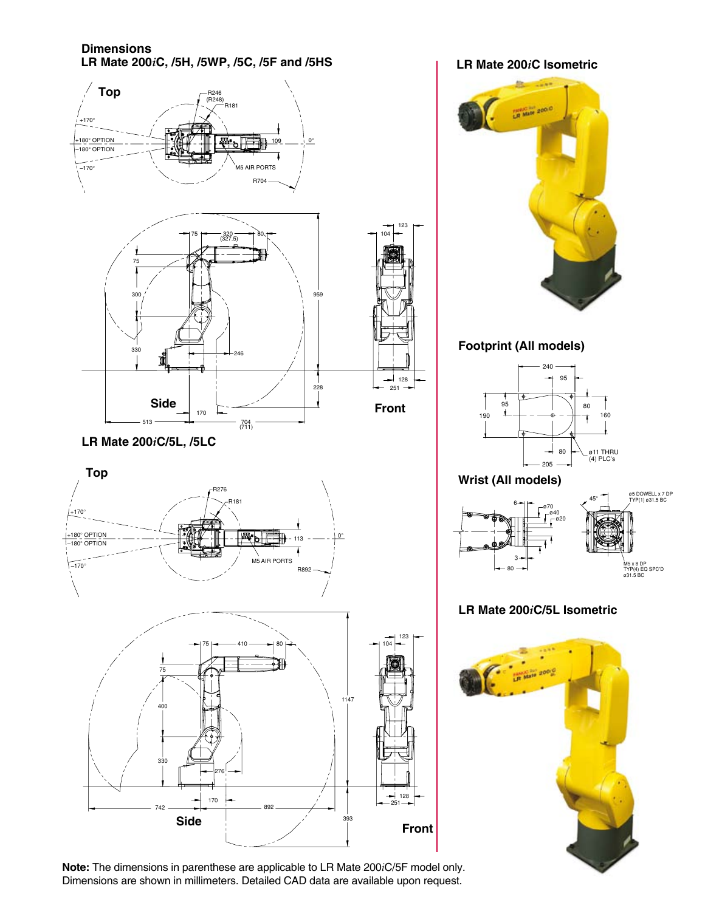## Dimensions

### LR Mate 200*i*C, /5H, /5WP, /5C, /5F and /5HS

**Top**

R246 (R248)
R181
+170°
+180° OPTION
–180° OPTION
–170°
109
0°
M5 AIR PORTS
R704

75 320 (327.5) 80
75
300
959
330
246
228

**Side**

513 170 704 (711)

123
104
128
251

**Front**

### LR Mate 200*i*C/5L, /5LC

**Top**

R276
R181
+170°
+180° OPTION
–180° OPTION
–170°
113
0°
M5 AIR PORTS
R892

75 410 80
75
400
1147
330
276
170
742 892
393

**Side**

123
104
128
251

**Front**

### LR Mate 200*i*C Isometric

### Footprint (All models)

240
95
95
80
190
160
80
ø11 THRU (4) PLC's
205

### Wrist (All models)

6
ø70
ø40
ø20
3
80
45°
ø5 DOWELL x 7 DP TYP(1) ø31.5 BC
M5 x 8 DP TYP(4) EQ SPC'D ø31.5 BC

### LR Mate 200*i*C/5L Isometric

**Note:** The dimensions in parenthese are applicable to LR Mate 200*i*C/5F model only. Dimensions are shown in millimeters. Detailed CAD data are available upon request.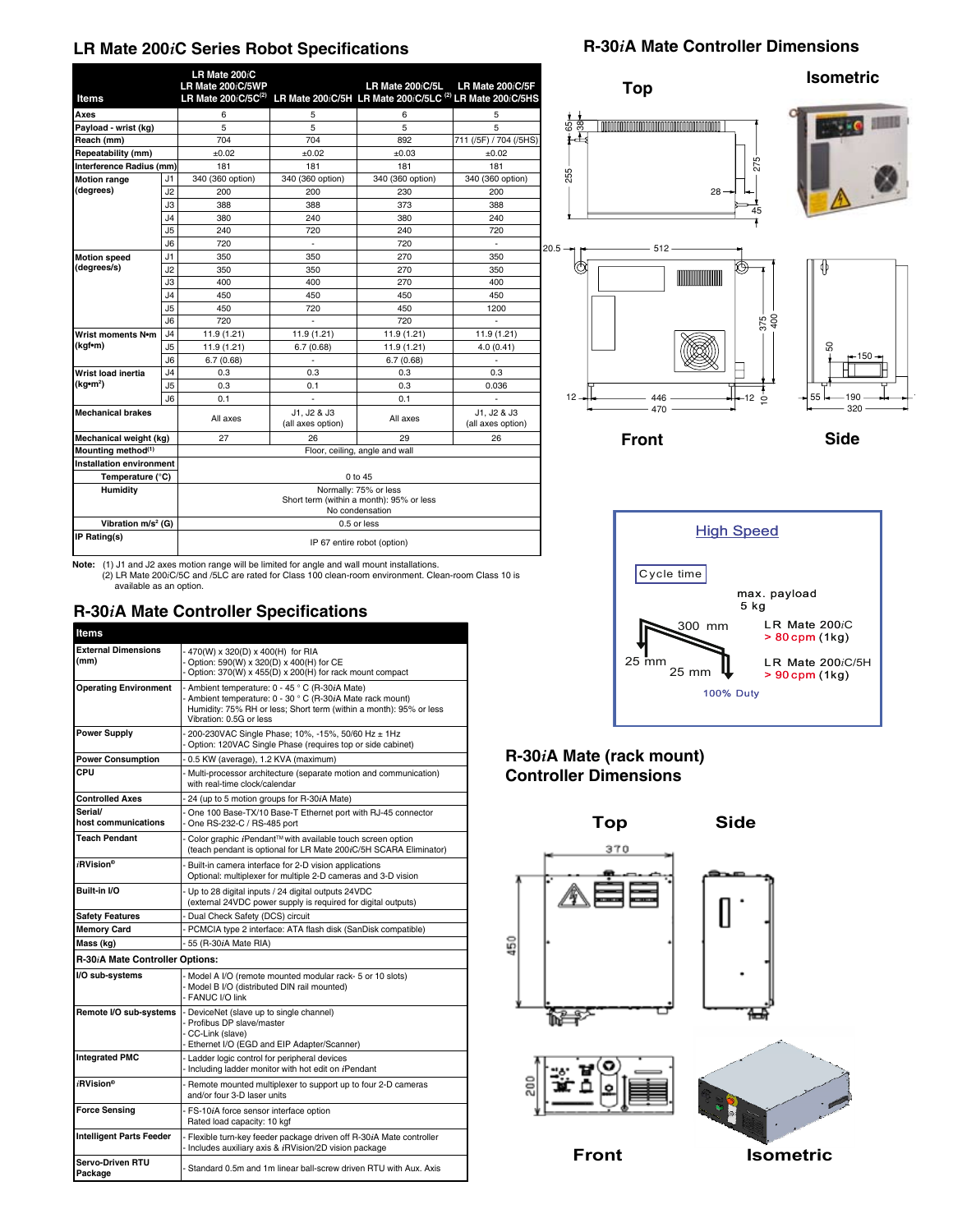## LR Mate 200*i*C Series Robot Specifications

| Items | | LR Mate 200*i*C<br>LR Mate 200*i*C/5WP<br>LR Mate 200*i*C/5C(2) | LR Mate 200*i*C/5H | LR Mate 200*i*C/5L<br>LR Mate 200*i*C/5LC (2) | LR Mate 200*i*C/5F<br>LR Mate 200*i*C/5HS |
|---|---|---|---|---|---|
| Axes | | 6 | 5 | 6 | 5 |
| Payload - wrist (kg) | | 5 | 5 | 5 | 5 |
| Reach (mm) | | 704 | 704 | 892 | 711 (/5F) / 704 (/5HS) |
| Repeatability (mm) | | ±0.02 | ±0.02 | ±0.03 | ±0.02 |
| Interference Radius (mm) | | 181 | 181 | 181 | 181 |
| Motion range (degrees) | J1 | 340 (360 option) | 340 (360 option) | 340 (360 option) | 340 (360 option) |
| | J2 | 200 | 200 | 230 | 200 |
| | J3 | 388 | 388 | 373 | 388 |
| | J4 | 380 | 240 | 380 | 240 |
| | J5 | 240 | 720 | 240 | 720 |
| | J6 | 720 | - | 720 | - |
| Motion speed (degrees/s) | J1 | 350 | 350 | 270 | 350 |
| | J2 | 350 | 350 | 270 | 350 |
| | J3 | 400 | 400 | 270 | 400 |
| | J4 | 450 | 450 | 450 | 450 |
| | J5 | 450 | 720 | 450 | 1200 |
| | J6 | 720 | - | 720 | - |
| Wrist moments N•m (kgf•m) | J4 | 11.9 (1.21) | 11.9 (1.21) | 11.9 (1.21) | 11.9 (1.21) |
| | J5 | 11.9 (1.21) | 6.7 (0.68) | 11.9 (1.21) | 4.0 (0.41) |
| | J6 | 6.7 (0.68) | - | 6.7 (0.68) | - |
| Wrist load inertia (kg•m²) | J4 | 0.3 | 0.3 | 0.3 | 0.3 |
| | J5 | 0.3 | 0.1 | 0.3 | 0.036 |
| | J6 | 0.1 | - | 0.1 | - |
| Mechanical brakes | | All axes | J1, J2 & J3 (all axes option) | All axes | J1, J2 & J3 (all axes option) |
| Mechanical weight (kg) | | 27 | 26 | 29 | 26 |
| Mounting method(1) | | Floor, ceiling, angle and wall | | | |
| Installation environment | | | | | |
| Temperature (°C) | | 0 to 45 | | | |
| Humidity | | Normally: 75% or less<br>Short term (within a month): 95% or less<br>No condensation | | | |
| Vibration m/s² (G) | | 0.5 or less | | | |
| IP Rating(s) | | IP 67 entire robot (option) | | | |

**Note:** (1) J1 and J2 axes motion range will be limited for angle and wall mount installations.
(2) LR Mate 200*i*C/5C and /5LC are rated for Class 100 clean-room environment. Clean-room Class 10 is available as an option.

## R-30*i*A Mate Controller Specifications

| Items | |
|---|---|
| External Dimensions (mm) | - 470(W) x 320(D) x 400(H) for RIA<br>- Option: 590(W) x 320(D) x 400(H) for CE<br>- Option: 370(W) x 455(D) x 200(H) for rack mount compact |
| Operating Environment | - Ambient temperature: 0 - 45 ° C (R-30*i*A Mate)<br>- Ambient temperature: 0 - 30 ° C (R-30*i*A Mate rack mount)<br>Humidity: 75% RH or less; Short term (within a month): 95% or less<br>Vibration: 0.5G or less |
| Power Supply | - 200-230VAC Single Phase; 10%, -15%, 50/60 Hz ± 1Hz<br>- Option: 120VAC Single Phase (requires top or side cabinet) |
| Power Consumption | - 0.5 KW (average), 1.2 KVA (maximum) |
| CPU | - Multi-processor architecture (separate motion and communication) with real-time clock/calendar |
| Controlled Axes | - 24 (up to 5 motion groups for R-30*i*A Mate) |
| Serial/ host communications | - One 100 Base-TX/10 Base-T Ethernet port with RJ-45 connector<br>- One RS-232-C / RS-485 port |
| Teach Pendant | - Color graphic *i*Pendant™ with available touch screen option (teach pendant is optional for LR Mate 200*i*C/5H SCARA Eliminator) |
| *i*RVision® | - Built-in camera interface for 2-D vision applications<br>Optional: multiplexer for multiple 2-D cameras and 3-D vision |
| Built-in I/O | - Up to 28 digital inputs / 24 digital outputs 24VDC (external 24VDC power supply is required for digital outputs) |
| Safety Features | - Dual Check Safety (DCS) circuit |
| Memory Card | - PCMCIA type 2 interface: ATA flash disk (SanDisk compatible) |
| Mass (kg) | - 55 (R-30*i*A Mate RIA) |
| **R-30*i*A Mate Controller Options:** | |
| I/O sub-systems | - Model A I/O (remote mounted modular rack- 5 or 10 slots)<br>- Model B I/O (distributed DIN rail mounted)<br>- FANUC I/O link |
| Remote I/O sub-systems | - DeviceNet (slave up to single channel)<br>- Profibus DP slave/master<br>- CC-Link (slave)<br>- Ethernet I/O (EGD and EIP Adapter/Scanner) |
| Integrated PMC | - Ladder logic control for peripheral devices<br>- Including ladder monitor with hot edit on *i*Pendant |
| *i*RVision® | - Remote mounted multiplexer to support up to four 2-D cameras and/or four 3-D laser units |
| Force Sensing | - FS-10*i*A force sensor interface option<br>Rated load capacity: 10 kgf |
| Intelligent Parts Feeder | - Flexible turn-key feeder package driven off R-30*i*A Mate controller<br>- Includes auxiliary axis & *i*RVision/2D vision package |
| Servo-Driven RTU Package | - Standard 0.5m and 1m linear ball-screw driven RTU with Aux. Axis |

## R-30*i*A Mate Controller Dimensions

Top — Isometric — Front — Side

Dimensions: 65, 38, 255, 275, 28, 45, 20.5, 512, 375, 400, 12, 446, 470, 12, 10, 50, 150, 55, 190, 320

### High Speed

Cycle time

max. payload 5 kg

300 mm, 25 mm, 25 mm

LR Mate 200*i*C > 80 cpm (1kg)

LR Mate 200*i*C/5H > 90 cpm (1kg)

100% Duty

## R-30*i*A Mate (rack mount) Controller Dimensions

Top — Side — Front — Isometric

Dimensions: 370, 450, 200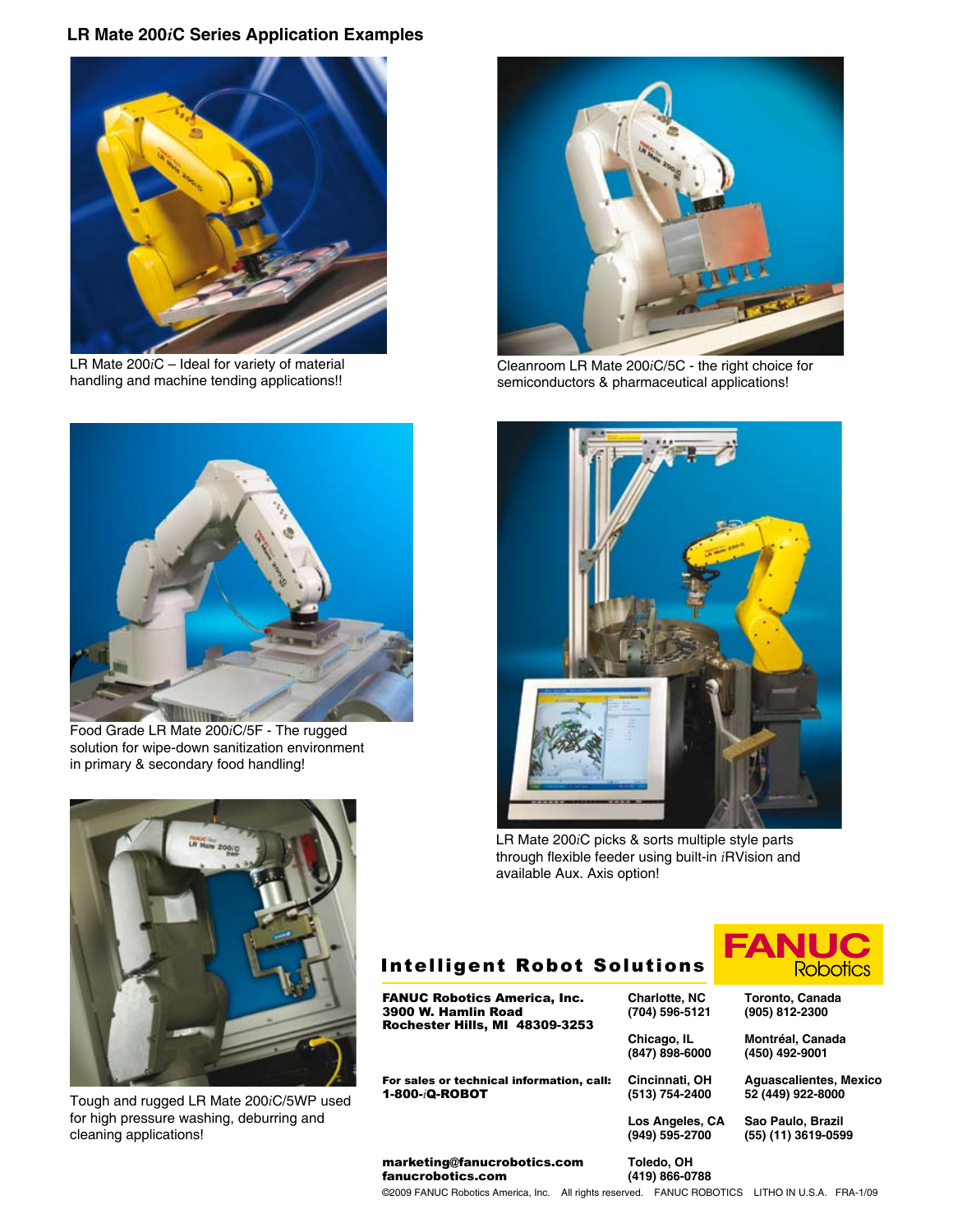## LR Mate 200*i*C Series Application Examples

LR Mate 200*i*C – Ideal for variety of material handling and machine tending applications!!

Cleanroom LR Mate 200*i*C/5C - the right choice for semiconductors & pharmaceutical applications!

Food Grade LR Mate 200*i*C/5F - The rugged solution for wipe-down sanitization environment in primary & secondary food handling!

LR Mate 200*i*C picks & sorts multiple style parts through flexible feeder using built-in *i*RVision and available Aux. Axis option!

Tough and rugged LR Mate 200*i*C/5WP used for high pressure washing, deburring and cleaning applications!

**Intelligent Robot Solutions**

**FANUC Robotics**

**FANUC Robotics America, Inc.**
**3900 W. Hamlin Road**
**Rochester Hills, MI 48309-3253**

**For sales or technical information, call:**
**1-800-*i*Q-ROBOT**

**marketing@fanucrobotics.com**
**fanucrobotics.com**

**Charlotte, NC**
**(704) 596-5121**

**Chicago, IL**
**(847) 898-6000**

**Cincinnati, OH**
**(513) 754-2400**

**Los Angeles, CA**
**(949) 595-2700**

**Toledo, OH**
**(419) 866-0788**

**Toronto, Canada**
**(905) 812-2300**

**Montréal, Canada**
**(450) 492-9001**

**Aguascalientes, Mexico**
**52 (449) 922-8000**

**Sao Paulo, Brazil**
**(55) (11) 3619-0599**

©2009 FANUC Robotics America, Inc. All rights reserved. FANUC ROBOTICS LITHO IN U.S.A. FRA-1/09